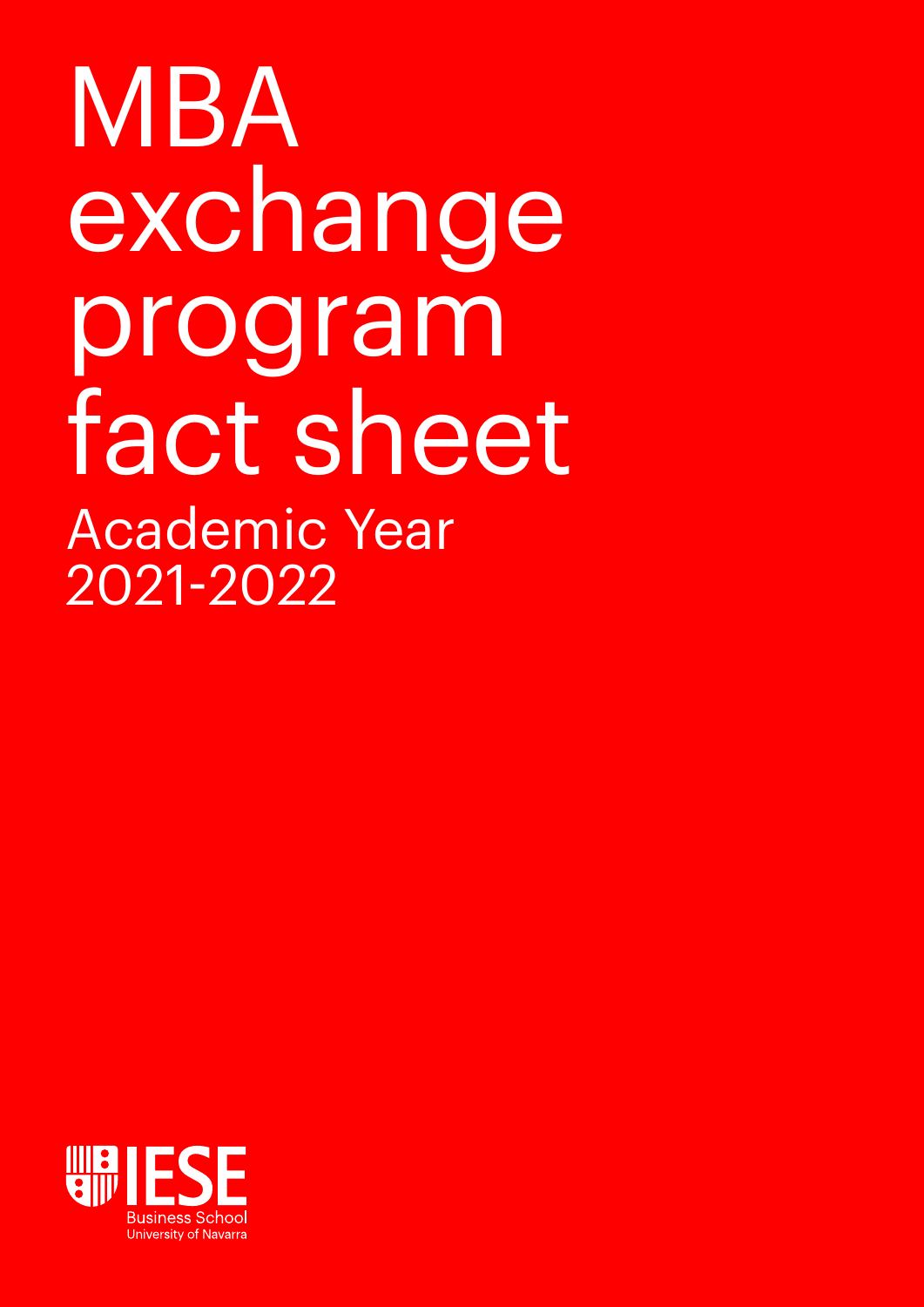# MBA exchange program fact sheet

## Academic Year 2021-2022

IESE
Business School
University of Navarra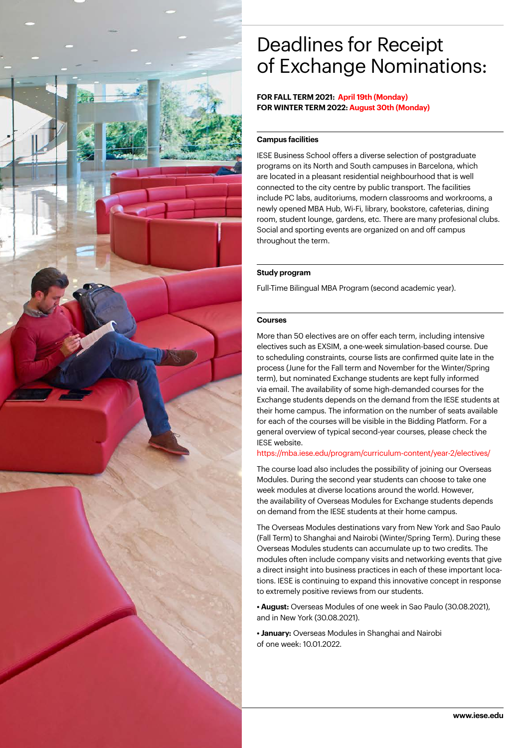# Deadlines for Receipt of Exchange Nominations:

**FOR FALL TERM 2021: April 19th (Monday)**
**FOR WINTER TERM 2022: August 30th (Monday)**

### Campus facilities

IESE Business School offers a diverse selection of postgraduate programs on its North and South campuses in Barcelona, which are located in a pleasant residential neighbourhood that is well connected to the city centre by public transport. The facilities include PC labs, auditoriums, modern classrooms and workrooms, a newly opened MBA Hub, Wi-Fi, library, bookstore, cafeterias, dining room, student lounge, gardens, etc. There are many profesional clubs. Social and sporting events are organized on and off campus throughout the term.

### Study program

Full-Time Bilingual MBA Program (second academic year).

### Courses

More than 50 electives are on offer each term, including intensive electives such as EXSIM, a one-week simulation-based course. Due to scheduling constraints, course lists are confirmed quite late in the process (June for the Fall term and November for the Winter/Spring term), but nominated Exchange students are kept fully informed via email. The availability of some high-demanded courses for the Exchange students depends on the demand from the IESE students at their home campus. The information on the number of seats available for each of the courses will be visible in the Bidding Platform. For a general overview of typical second-year courses, please check the IESE website.
https://mba.iese.edu/program/curriculum-content/year-2/electives/

The course load also includes the possibility of joining our Overseas Modules. During the second year students can choose to take one week modules at diverse locations around the world. However, the availability of Overseas Modules for Exchange students depends on demand from the IESE students at their home campus.

The Overseas Modules destinations vary from New York and Sao Paulo (Fall Term) to Shanghai and Nairobi (Winter/Spring Term). During these Overseas Modules students can accumulate up to two credits. The modules often include company visits and networking events that give a direct insight into business practices in each of these important locations. IESE is continuing to expand this innovative concept in response to extremely positive reviews from our students.

- **August:** Overseas Modules of one week in Sao Paulo (30.08.2021), and in New York (30.08.2021).
- **January:** Overseas Modules in Shanghai and Nairobi of one week: 10.01.2022.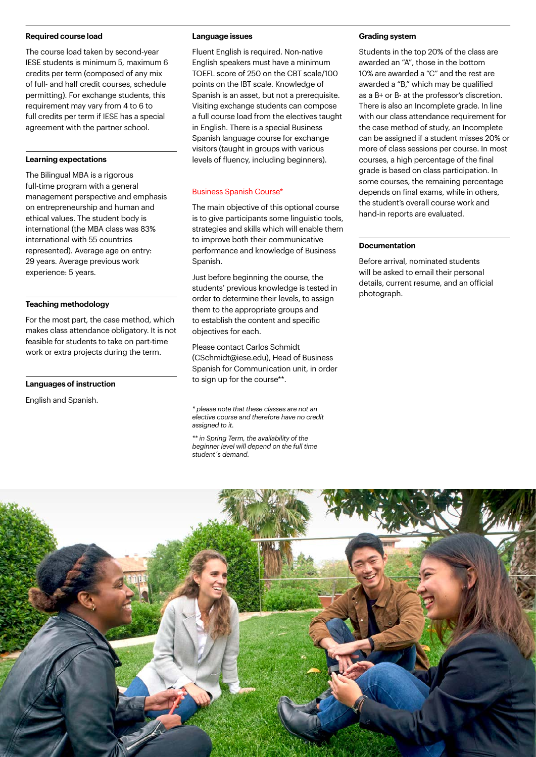### Required course load

The course load taken by second-year IESE students is minimum 5, maximum 6 credits per term (composed of any mix of full- and half credit courses, schedule permitting). For exchange students, this requirement may vary from 4 to 6 to full credits per term if IESE has a special agreement with the partner school.

### Learning expectations

The Bilingual MBA is a rigorous full-time program with a general management perspective and emphasis on entrepreneurship and human and ethical values. The student body is international (the MBA class was 83% international with 55 countries represented). Average age on entry: 29 years. Average previous work experience: 5 years.

### Teaching methodology

For the most part, the case method, which makes class attendance obligatory. It is not feasible for students to take on part-time work or extra projects during the term.

### Languages of instruction

English and Spanish.

### Language issues

Fluent English is required. Non-native English speakers must have a minimum TOEFL score of 250 on the CBT scale/100 points on the IBT scale. Knowledge of Spanish is an asset, but not a prerequisite. Visiting exchange students can compose a full course load from the electives taught in English. There is a special Business Spanish language course for exchange visitors (taught in groups with various levels of fluency, including beginners).

#### Business Spanish Course*

The main objective of this optional course is to give participants some linguistic tools, strategies and skills which will enable them to improve both their communicative performance and knowledge of Business Spanish.

Just before beginning the course, the students' previous knowledge is tested in order to determine their levels, to assign them to the appropriate groups and to establish the content and specific objectives for each.

Please contact Carlos Schmidt (CSchmidt@iese.edu), Head of Business Spanish for Communication unit, in order to sign up for the course**.

*\* please note that these classes are not an elective course and therefore have no credit assigned to it.*

*\*\* in Spring Term, the availability of the beginner level will depend on the full time student´s demand.*

### Grading system

Students in the top 20% of the class are awarded an "A", those in the bottom 10% are awarded a "C" and the rest are awarded a "B," which may be qualified as a B+ or B- at the professor's discretion. There is also an Incomplete grade. In line with our class attendance requirement for the case method of study, an Incomplete can be assigned if a student misses 20% or more of class sessions per course. In most courses, a high percentage of the final grade is based on class participation. In some courses, the remaining percentage depends on final exams, while in others, the student's overall course work and hand-in reports are evaluated.

### Documentation

Before arrival, nominated students will be asked to email their personal details, current resume, and an official photograph.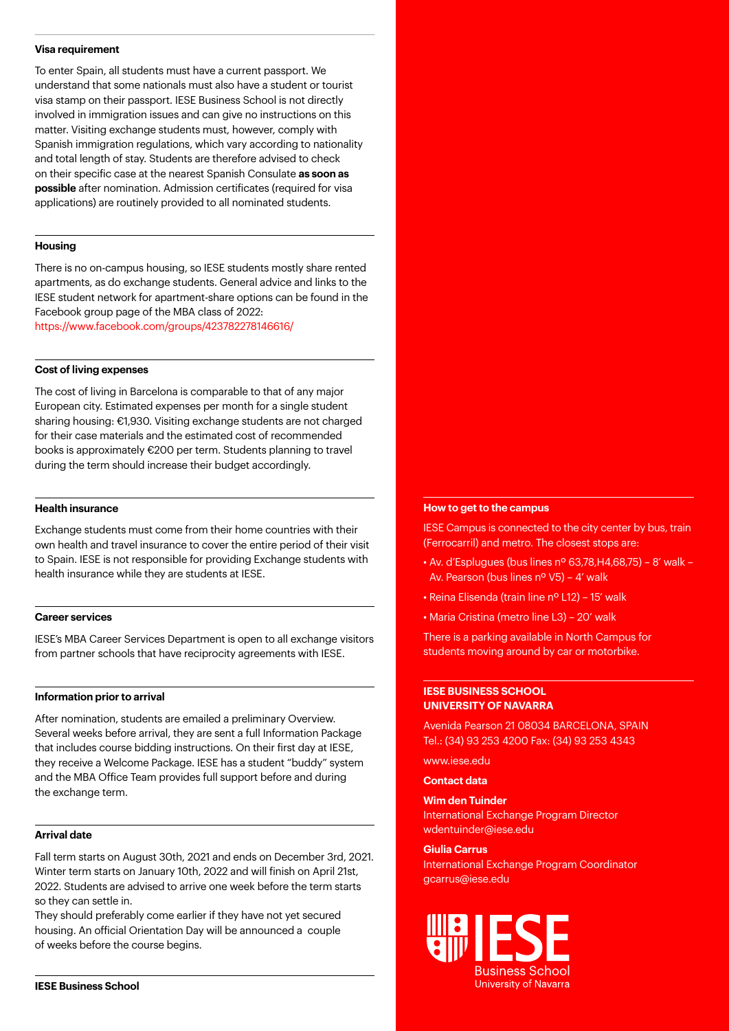### Visa requirement

To enter Spain, all students must have a current passport. We understand that some nationals must also have a student or tourist visa stamp on their passport. IESE Business School is not directly involved in immigration issues and can give no instructions on this matter. Visiting exchange students must, however, comply with Spanish immigration regulations, which vary according to nationality and total length of stay. Students are therefore advised to check on their specific case at the nearest Spanish Consulate **as soon as possible** after nomination. Admission certificates (required for visa applications) are routinely provided to all nominated students.

### Housing

There is no on-campus housing, so IESE students mostly share rented apartments, as do exchange students. General advice and links to the IESE student network for apartment-share options can be found in the Facebook group page of the MBA class of 2022:
https://www.facebook.com/groups/423782278146616/

### Cost of living expenses

The cost of living in Barcelona is comparable to that of any major European city. Estimated expenses per month for a single student sharing housing: €1,930. Visiting exchange students are not charged for their case materials and the estimated cost of recommended books is approximately €200 per term. Students planning to travel during the term should increase their budget accordingly.

### Health insurance

Exchange students must come from their home countries with their own health and travel insurance to cover the entire period of their visit to Spain. IESE is not responsible for providing Exchange students with health insurance while they are students at IESE.

### Career services

IESE's MBA Career Services Department is open to all exchange visitors from partner schools that have reciprocity agreements with IESE.

### Information prior to arrival

After nomination, students are emailed a preliminary Overview. Several weeks before arrival, they are sent a full Information Package that includes course bidding instructions. On their first day at IESE, they receive a Welcome Package. IESE has a student "buddy" system and the MBA Office Team provides full support before and during the exchange term.

### Arrival date

Fall term starts on August 30th, 2021 and ends on December 3rd, 2021. Winter term starts on January 10th, 2022 and will finish on April 21st, 2022. Students are advised to arrive one week before the term starts so they can settle in.
They should preferably come earlier if they have not yet secured housing. An official Orientation Day will be announced a couple of weeks before the course begins.

**IESE Business School**

### How to get to the campus

IESE Campus is connected to the city center by bus, train (Ferrocarril) and metro. The closest stops are:

- Av. d'Esplugues (bus lines nº 63,78,H4,68,75) – 8' walk – Av. Pearson (bus lines nº V5) – 4' walk
- Reina Elisenda (train line nº L12) – 15' walk
- Maria Cristina (metro line L3) – 20' walk

There is a parking available in North Campus for students moving around by car or motorbike.

### IESE BUSINESS SCHOOL UNIVERSITY OF NAVARRA

Avenida Pearson 21 08034 BARCELONA, SPAIN
Tel.: (34) 93 253 4200 Fax: (34) 93 253 4343

www.iese.edu

**Contact data**

**Wim den Tuinder**
International Exchange Program Director
wdentuinder@iese.edu

**Giulia Carrus**
International Exchange Program Coordinator
gcarrus@iese.edu

IESE Business School University of Navarra